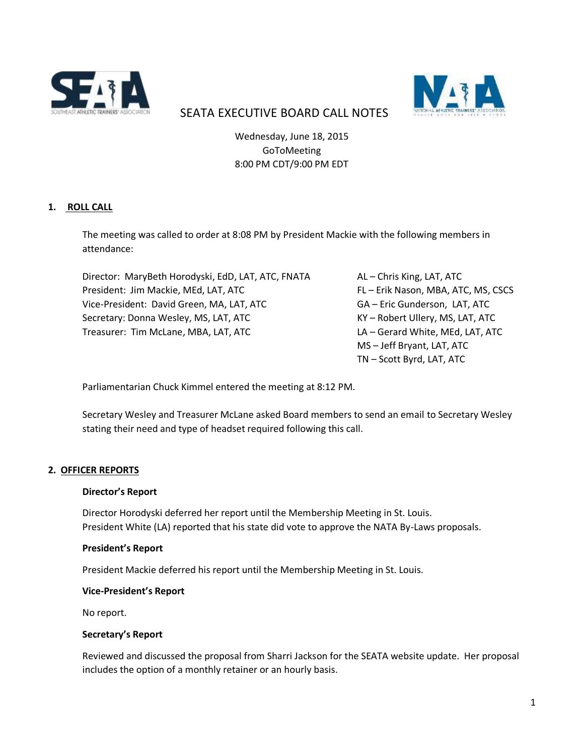# SEATA EXECUTIVE BOARD CALL NOTES

Wednesday, June 18, 2015
GoToMeeting
8:00 PM CDT/9:00 PM EDT

## 1. ROLL CALL

The meeting was called to order at 8:08 PM by President Mackie with the following members in attendance:

Director: MaryBeth Horodyski, EdD, LAT, ATC, FNATA
President: Jim Mackie, MEd, LAT, ATC
Vice-President: David Green, MA, LAT, ATC
Secretary: Donna Wesley, MS, LAT, ATC
Treasurer: Tim McLane, MBA, LAT, ATC

AL – Chris King, LAT, ATC
FL – Erik Nason, MBA, ATC, MS, CSCS
GA – Eric Gunderson, LAT, ATC
KY – Robert Ullery, MS, LAT, ATC
LA – Gerard White, MEd, LAT, ATC
MS – Jeff Bryant, LAT, ATC
TN – Scott Byrd, LAT, ATC

Parliamentarian Chuck Kimmel entered the meeting at 8:12 PM.

Secretary Wesley and Treasurer McLane asked Board members to send an email to Secretary Wesley stating their need and type of headset required following this call.

## 2. OFFICER REPORTS

**Director's Report**

Director Horodyski deferred her report until the Membership Meeting in St. Louis.
President White (LA) reported that his state did vote to approve the NATA By-Laws proposals.

**President's Report**

President Mackie deferred his report until the Membership Meeting in St. Louis.

**Vice-President's Report**

No report.

**Secretary's Report**

Reviewed and discussed the proposal from Sharri Jackson for the SEATA website update. Her proposal includes the option of a monthly retainer or an hourly basis.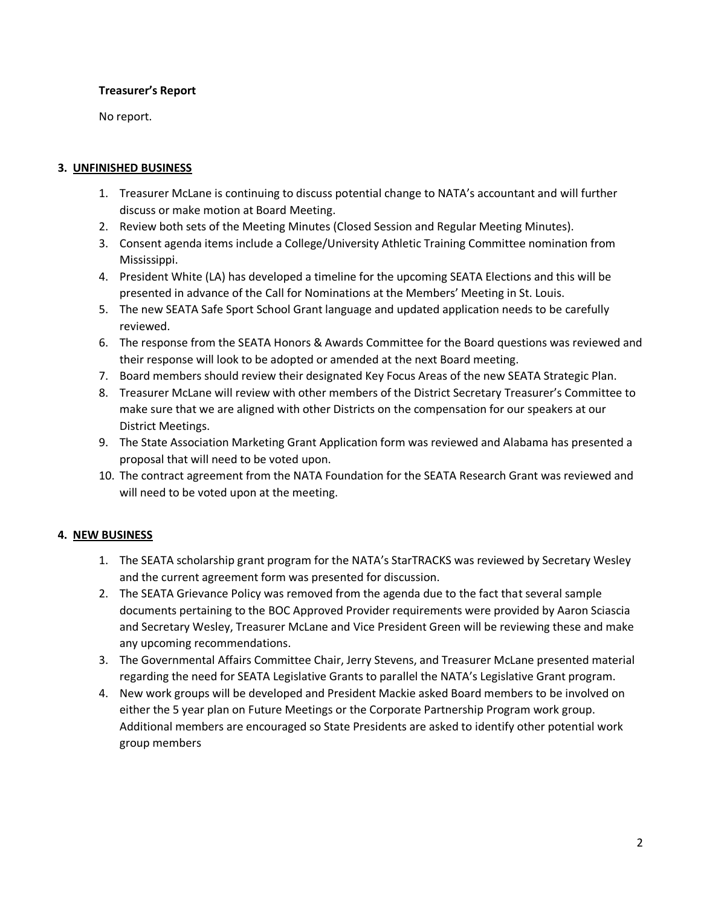**Treasurer's Report**

No report.

### 3. UNFINISHED BUSINESS

1. Treasurer McLane is continuing to discuss potential change to NATA's accountant and will further discuss or make motion at Board Meeting.
2. Review both sets of the Meeting Minutes (Closed Session and Regular Meeting Minutes).
3. Consent agenda items include a College/University Athletic Training Committee nomination from Mississippi.
4. President White (LA) has developed a timeline for the upcoming SEATA Elections and this will be presented in advance of the Call for Nominations at the Members' Meeting in St. Louis.
5. The new SEATA Safe Sport School Grant language and updated application needs to be carefully reviewed.
6. The response from the SEATA Honors & Awards Committee for the Board questions was reviewed and their response will look to be adopted or amended at the next Board meeting.
7. Board members should review their designated Key Focus Areas of the new SEATA Strategic Plan.
8. Treasurer McLane will review with other members of the District Secretary Treasurer's Committee to make sure that we are aligned with other Districts on the compensation for our speakers at our District Meetings.
9. The State Association Marketing Grant Application form was reviewed and Alabama has presented a proposal that will need to be voted upon.
10. The contract agreement from the NATA Foundation for the SEATA Research Grant was reviewed and will need to be voted upon at the meeting.

### 4. NEW BUSINESS

1. The SEATA scholarship grant program for the NATA's StarTRACKS was reviewed by Secretary Wesley and the current agreement form was presented for discussion.
2. The SEATA Grievance Policy was removed from the agenda due to the fact that several sample documents pertaining to the BOC Approved Provider requirements were provided by Aaron Sciascia and Secretary Wesley, Treasurer McLane and Vice President Green will be reviewing these and make any upcoming recommendations.
3. The Governmental Affairs Committee Chair, Jerry Stevens, and Treasurer McLane presented material regarding the need for SEATA Legislative Grants to parallel the NATA's Legislative Grant program.
4. New work groups will be developed and President Mackie asked Board members to be involved on either the 5 year plan on Future Meetings or the Corporate Partnership Program work group. Additional members are encouraged so State Presidents are asked to identify other potential work group members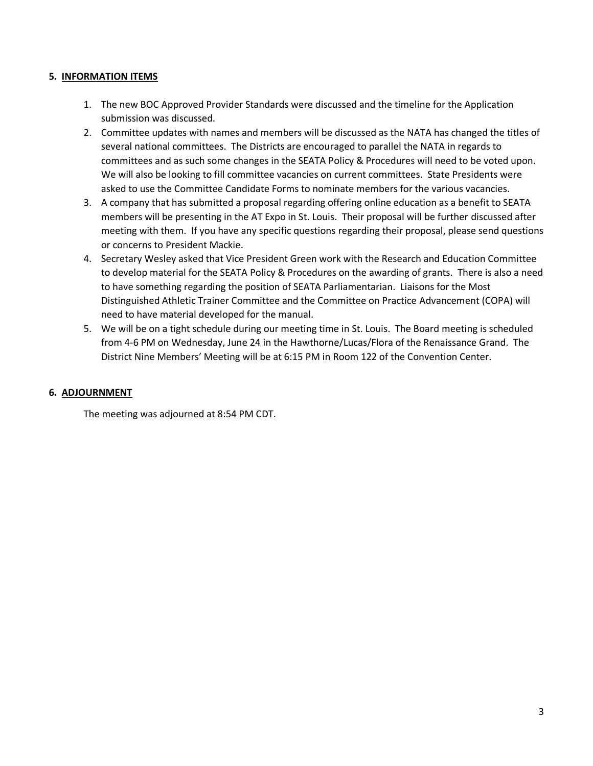## 5. INFORMATION ITEMS

1. The new BOC Approved Provider Standards were discussed and the timeline for the Application submission was discussed.
2. Committee updates with names and members will be discussed as the NATA has changed the titles of several national committees. The Districts are encouraged to parallel the NATA in regards to committees and as such some changes in the SEATA Policy & Procedures will need to be voted upon. We will also be looking to fill committee vacancies on current committees. State Presidents were asked to use the Committee Candidate Forms to nominate members for the various vacancies.
3. A company that has submitted a proposal regarding offering online education as a benefit to SEATA members will be presenting in the AT Expo in St. Louis. Their proposal will be further discussed after meeting with them. If you have any specific questions regarding their proposal, please send questions or concerns to President Mackie.
4. Secretary Wesley asked that Vice President Green work with the Research and Education Committee to develop material for the SEATA Policy & Procedures on the awarding of grants. There is also a need to have something regarding the position of SEATA Parliamentarian. Liaisons for the Most Distinguished Athletic Trainer Committee and the Committee on Practice Advancement (COPA) will need to have material developed for the manual.
5. We will be on a tight schedule during our meeting time in St. Louis. The Board meeting is scheduled from 4-6 PM on Wednesday, June 24 in the Hawthorne/Lucas/Flora of the Renaissance Grand. The District Nine Members' Meeting will be at 6:15 PM in Room 122 of the Convention Center.

## 6. ADJOURNMENT

The meeting was adjourned at 8:54 PM CDT.